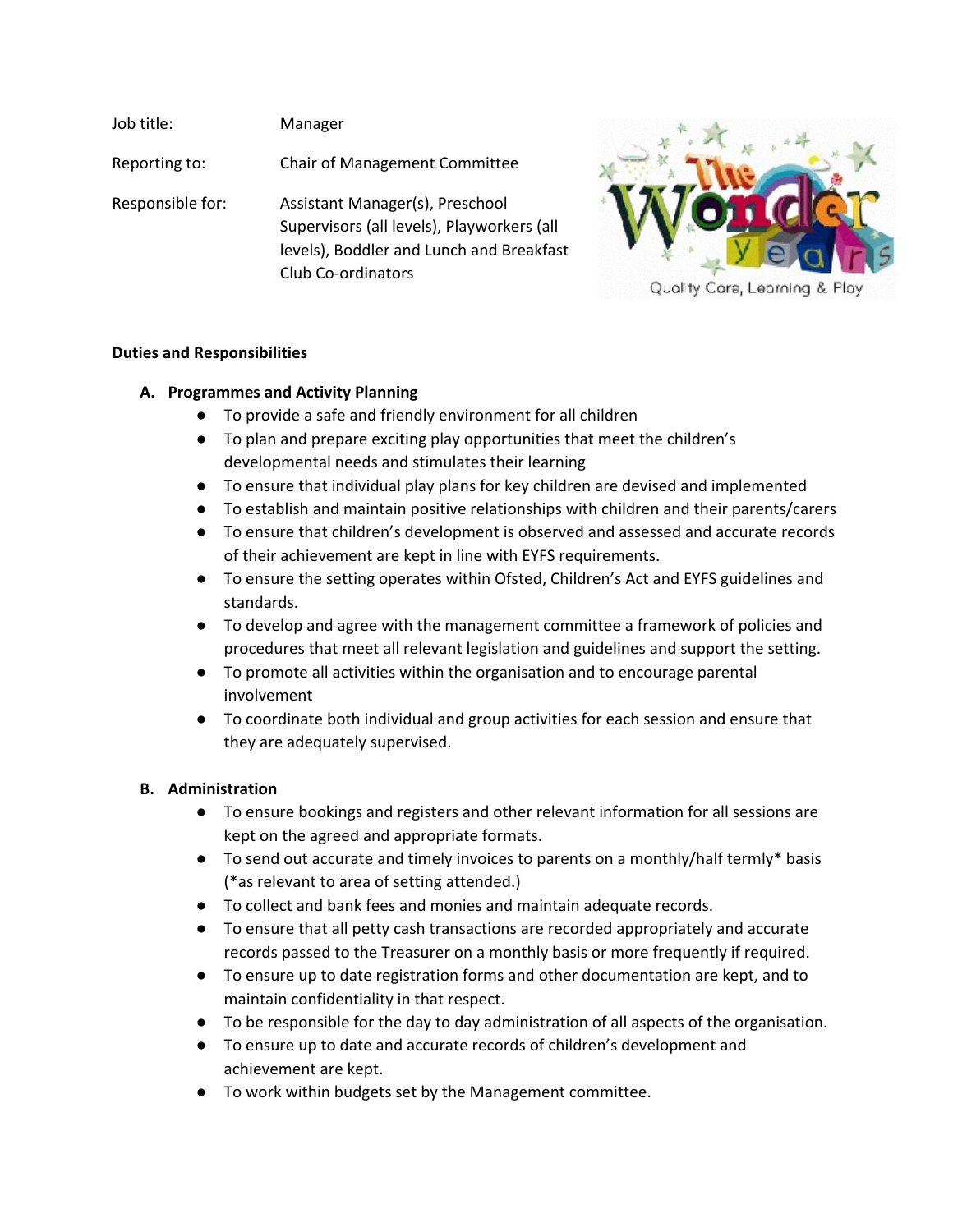| | |
|---|---|
| Job title: | Manager |
| Reporting to: | Chair of Management Committee |
| Responsible for: | Assistant Manager(s), Preschool Supervisors (all levels), Playworkers (all levels), Boddler and Lunch and Breakfast Club Co-ordinators |

**Duties and Responsibilities**

**A. Programmes and Activity Planning**

- To provide a safe and friendly environment for all children
- To plan and prepare exciting play opportunities that meet the children's developmental needs and stimulates their learning
- To ensure that individual play plans for key children are devised and implemented
- To establish and maintain positive relationships with children and their parents/carers
- To ensure that children's development is observed and assessed and accurate records of their achievement are kept in line with EYFS requirements.
- To ensure the setting operates within Ofsted, Children's Act and EYFS guidelines and standards.
- To develop and agree with the management committee a framework of policies and procedures that meet all relevant legislation and guidelines and support the setting.
- To promote all activities within the organisation and to encourage parental involvement
- To coordinate both individual and group activities for each session and ensure that they are adequately supervised.

**B. Administration**

- To ensure bookings and registers and other relevant information for all sessions are kept on the agreed and appropriate formats.
- To send out accurate and timely invoices to parents on a monthly/half termly* basis (*as relevant to area of setting attended.)
- To collect and bank fees and monies and maintain adequate records.
- To ensure that all petty cash transactions are recorded appropriately and accurate records passed to the Treasurer on a monthly basis or more frequently if required.
- To ensure up to date registration forms and other documentation are kept, and to maintain confidentiality in that respect.
- To be responsible for the day to day administration of all aspects of the organisation.
- To ensure up to date and accurate records of children's development and achievement are kept.
- To work within budgets set by the Management committee.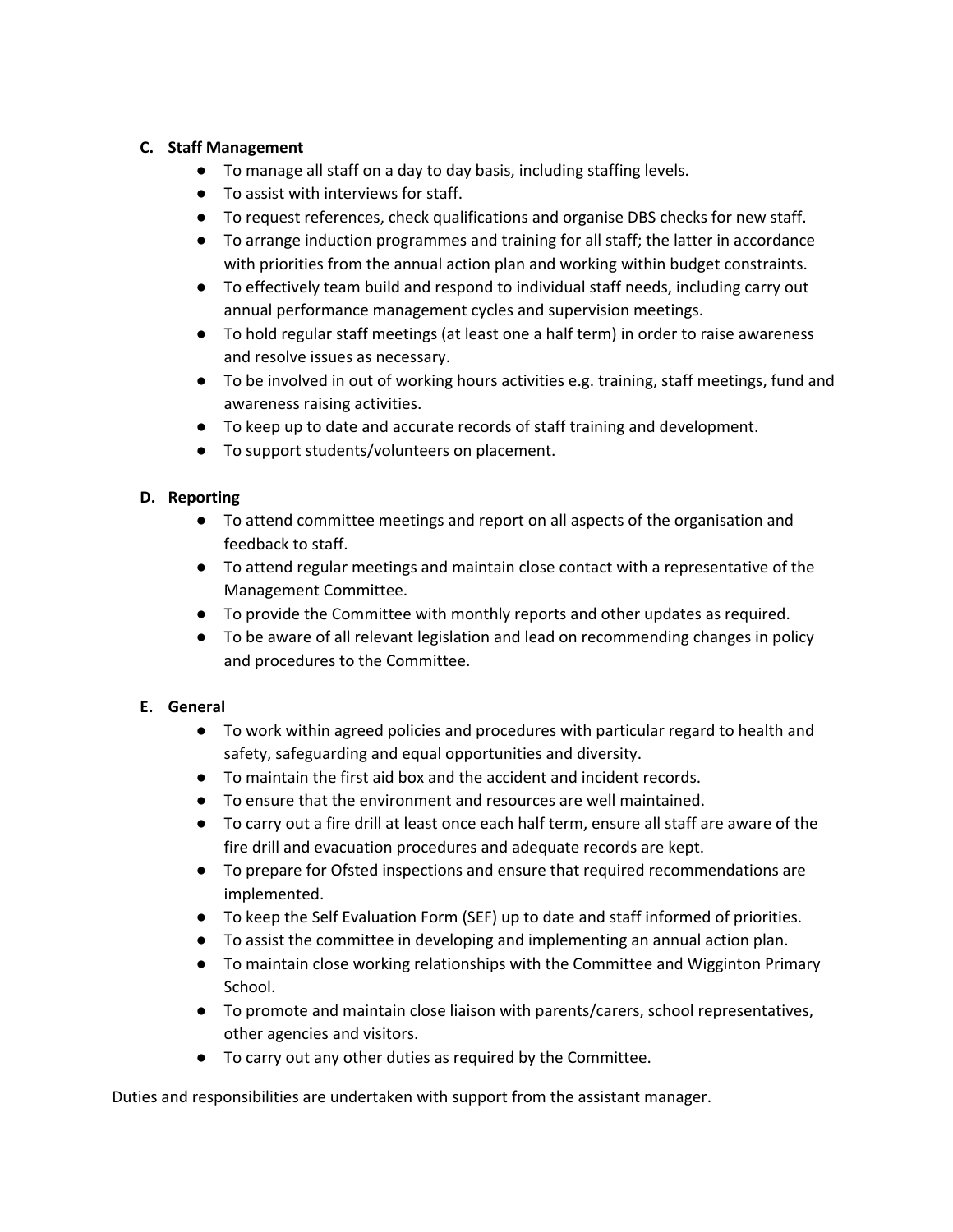**C. Staff Management**

- To manage all staff on a day to day basis, including staffing levels.
- To assist with interviews for staff.
- To request references, check qualifications and organise DBS checks for new staff.
- To arrange induction programmes and training for all staff; the latter in accordance with priorities from the annual action plan and working within budget constraints.
- To effectively team build and respond to individual staff needs, including carry out annual performance management cycles and supervision meetings.
- To hold regular staff meetings (at least one a half term) in order to raise awareness and resolve issues as necessary.
- To be involved in out of working hours activities e.g. training, staff meetings, fund and awareness raising activities.
- To keep up to date and accurate records of staff training and development.
- To support students/volunteers on placement.

**D. Reporting**

- To attend committee meetings and report on all aspects of the organisation and feedback to staff.
- To attend regular meetings and maintain close contact with a representative of the Management Committee.
- To provide the Committee with monthly reports and other updates as required.
- To be aware of all relevant legislation and lead on recommending changes in policy and procedures to the Committee.

**E. General**

- To work within agreed policies and procedures with particular regard to health and safety, safeguarding and equal opportunities and diversity.
- To maintain the first aid box and the accident and incident records.
- To ensure that the environment and resources are well maintained.
- To carry out a fire drill at least once each half term, ensure all staff are aware of the fire drill and evacuation procedures and adequate records are kept.
- To prepare for Ofsted inspections and ensure that required recommendations are implemented.
- To keep the Self Evaluation Form (SEF) up to date and staff informed of priorities.
- To assist the committee in developing and implementing an annual action plan.
- To maintain close working relationships with the Committee and Wigginton Primary School.
- To promote and maintain close liaison with parents/carers, school representatives, other agencies and visitors.
- To carry out any other duties as required by the Committee.

Duties and responsibilities are undertaken with support from the assistant manager.